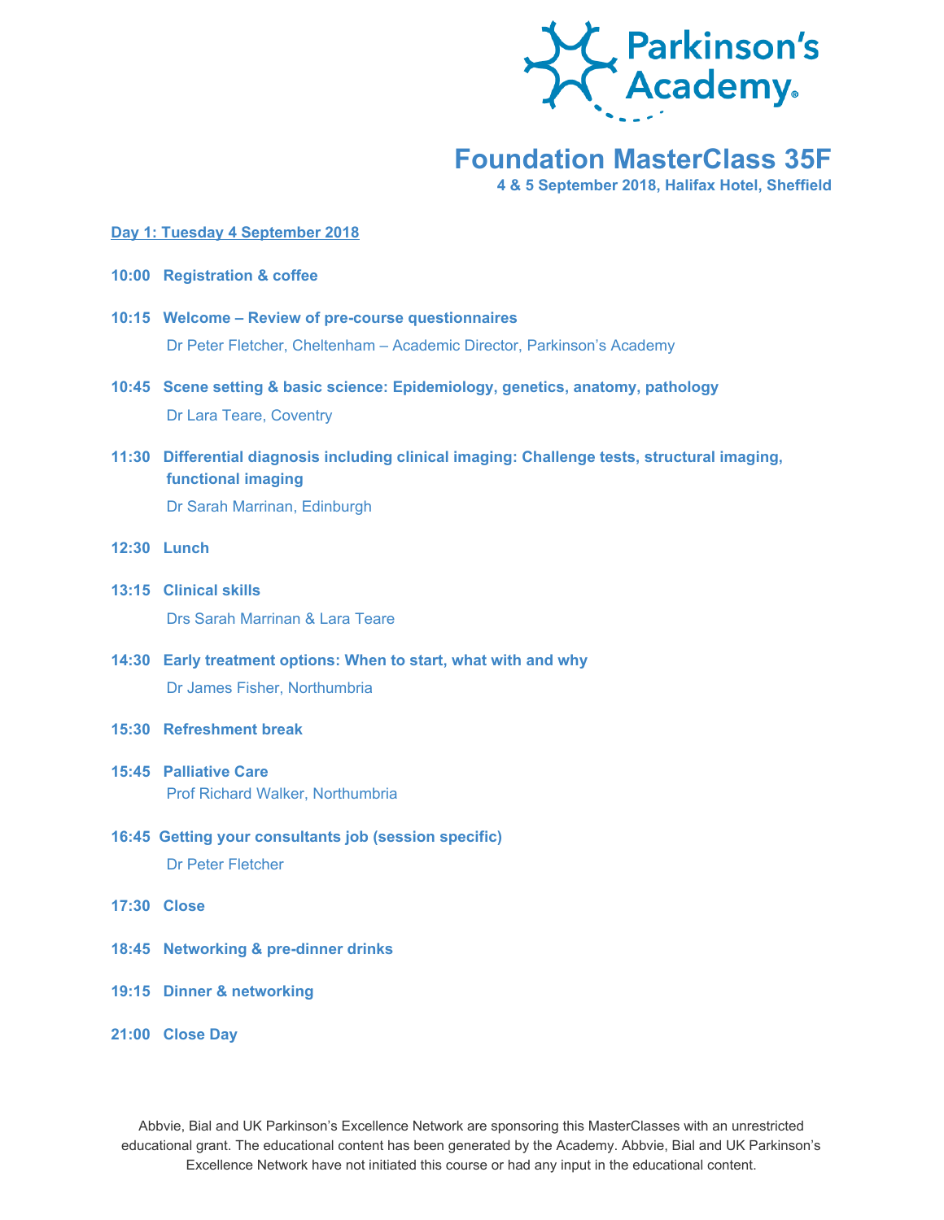Parkinson's Academy®

# Foundation MasterClass 35F

**4 & 5 September 2018, Halifax Hotel, Sheffield**

## Day 1: Tuesday 4 September 2018

**10:00 Registration & coffee**

**10:15 Welcome – Review of pre-course questionnaires**
Dr Peter Fletcher, Cheltenham – Academic Director, Parkinson's Academy

**10:45 Scene setting & basic science: Epidemiology, genetics, anatomy, pathology**
Dr Lara Teare, Coventry

**11:30 Differential diagnosis including clinical imaging: Challenge tests, structural imaging, functional imaging**
Dr Sarah Marrinan, Edinburgh

**12:30 Lunch**

**13:15 Clinical skills**
Drs Sarah Marrinan & Lara Teare

**14:30 Early treatment options: When to start, what with and why**
Dr James Fisher, Northumbria

**15:30 Refreshment break**

**15:45 Palliative Care**
Prof Richard Walker, Northumbria

**16:45 Getting your consultants job (session specific)**
Dr Peter Fletcher

**17:30 Close**

**18:45 Networking & pre-dinner drinks**

**19:15 Dinner & networking**

**21:00 Close Day**

Abbvie, Bial and UK Parkinson's Excellence Network are sponsoring this MasterClasses with an unrestricted educational grant. The educational content has been generated by the Academy. Abbvie, Bial and UK Parkinson's Excellence Network have not initiated this course or had any input in the educational content.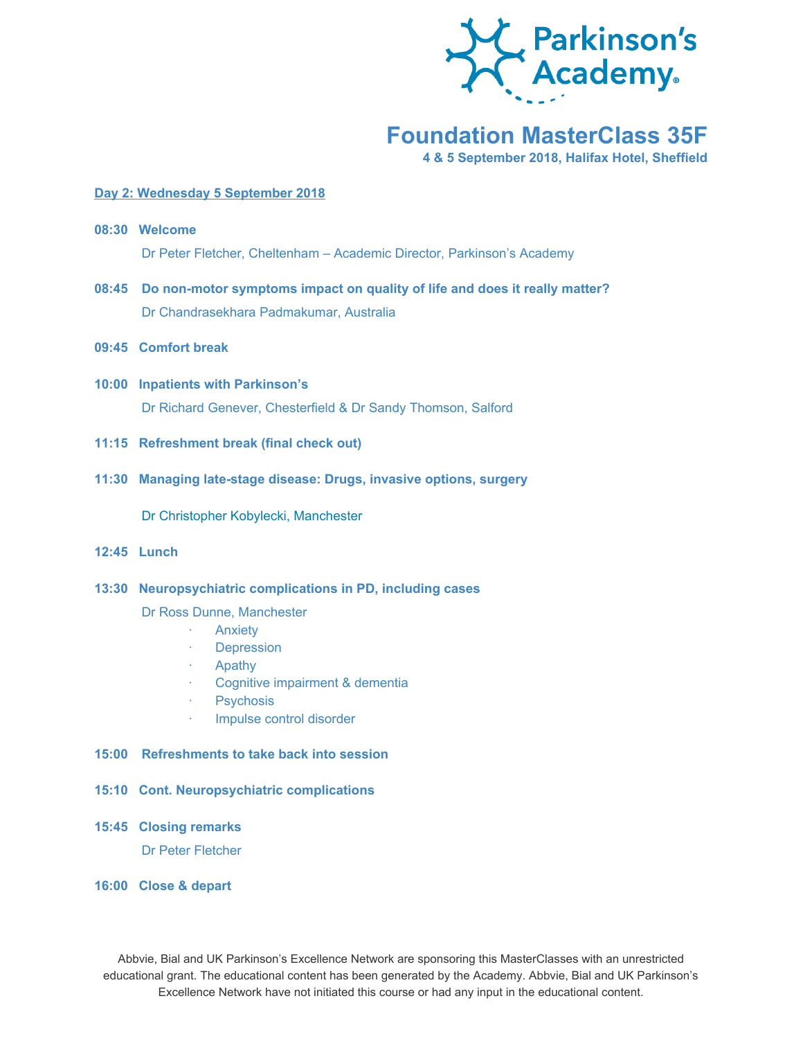Parkinson's Academy®

# Foundation MasterClass 35F

**4 & 5 September 2018, Halifax Hotel, Sheffield**

**Day 2: Wednesday 5 September 2018**

**08:30 Welcome**

Dr Peter Fletcher, Cheltenham – Academic Director, Parkinson's Academy

**08:45 Do non-motor symptoms impact on quality of life and does it really matter?**

Dr Chandrasekhara Padmakumar, Australia

**09:45 Comfort break**

**10:00 Inpatients with Parkinson's**

Dr Richard Genever, Chesterfield & Dr Sandy Thomson, Salford

**11:15 Refreshment break (final check out)**

**11:30 Managing late-stage disease: Drugs, invasive options, surgery**

Dr Christopher Kobylecki, Manchester

**12:45 Lunch**

**13:30 Neuropsychiatric complications in PD, including cases**

Dr Ross Dunne, Manchester

- Anxiety
- Depression
- Apathy
- Cognitive impairment & dementia
- Psychosis
- Impulse control disorder

**15:00 Refreshments to take back into session**

**15:10 Cont. Neuropsychiatric complications**

**15:45 Closing remarks**

Dr Peter Fletcher

**16:00 Close & depart**

Abbvie, Bial and UK Parkinson's Excellence Network are sponsoring this MasterClasses with an unrestricted educational grant. The educational content has been generated by the Academy. Abbvie, Bial and UK Parkinson's Excellence Network have not initiated this course or had any input in the educational content.